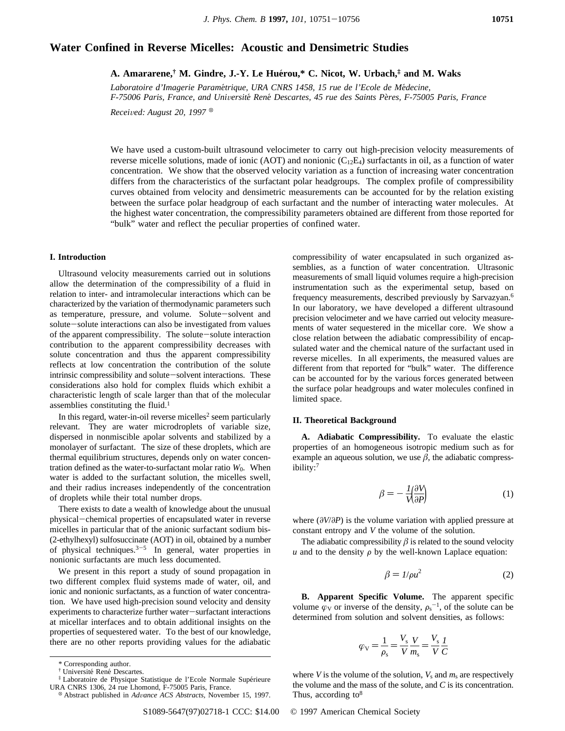# Water Confined in Reverse Micelles: Acoustic and Densimetric Studies

**A. Amararene,† M. Gindre, J.-Y. Le Huérou,* C. Nicot, W. Urbach,‡ and M. Waks**

*Laboratoire d'Imagerie Paramétrique, URA CNRS 1458, 15 rue de l'Ecole de Médecine, F-75006 Paris, France, and Université René Descartes, 45 rue des Saints Pères, F-75005 Paris, France*

*Received: August 20, 1997* ⊗

We have used a custom-built ultrasound velocimeter to carry out high-precision velocity measurements of reverse micelle solutions, made of ionic (AOT) and nonionic ($C_{12}E_4$) surfactants in oil, as a function of water concentration. We show that the observed velocity variation as a function of increasing water concentration differs from the characteristics of the surfactant polar headgroups. The complex profile of compressibility curves obtained from velocity and densimetric measurements can be accounted for by the relation existing between the surface polar headgroup of each surfactant and the number of interacting water molecules. At the highest water concentration, the compressibility parameters obtained are different from those reported for "bulk" water and reflect the peculiar properties of confined water.

## I. Introduction

Ultrasound velocity measurements carried out in solutions allow the determination of the compressibility of a fluid in relation to inter- and intramolecular interactions which can be characterized by the variation of thermodynamic parameters such as temperature, pressure, and volume. Solute−solvent and solute−solute interactions can also be investigated from values of the apparent compressibility. The solute−solute interaction contribution to the apparent compressibility decreases with solute concentration and thus the apparent compressibility reflects at low concentration the contribution of the solute intrinsic compressibility and solute−solvent interactions. These considerations also hold for complex fluids which exhibit a characteristic length of scale larger than that of the molecular assemblies constituting the fluid.[1]

In this regard, water-in-oil reverse micelles[2] seem particularly relevant. They are water microdroplets of variable size, dispersed in nonmiscible apolar solvents and stabilized by a monolayer of surfactant. The size of these droplets, which are thermal equilibrium structures, depends only on water concentration defined as the water-to-surfactant molar ratio $W_0$. When water is added to the surfactant solution, the micelles swell, and their radius increases independently of the concentration of droplets while their total number drops.

There exists to date a wealth of knowledge about the unusual physical−chemical properties of encapsulated water in reverse micelles in particular that of the anionic surfactant sodium bis-(2-ethylhexyl) sulfosuccinate (AOT) in oil, obtained by a number of physical techniques.[3−5] In general, water properties in nonionic surfactants are much less documented.

We present in this report a study of sound propagation in two different complex fluid systems made of water, oil, and ionic and nonionic surfactants, as a function of water concentration. We have used high-precision sound velocity and density experiments to characterize further water−surfactant interactions at micellar interfaces and to obtain additional insights on the properties of sequestered water. To the best of our knowledge, there are no other reports providing values for the adiabatic compressibility of water encapsulated in such organized assemblies, as a function of water concentration. Ultrasonic measurements of small liquid volumes require a high-precision instrumentation such as the experimental setup, based on frequency measurements, described previously by Sarvazyan.[6] In our laboratory, we have developed a different ultrasound precision velocimeter and we have carried out velocity measurements of water sequestered in the micellar core. We show a close relation between the adiabatic compressibility of encapsulated water and the chemical nature of the surfactant used in reverse micelles. In all experiments, the measured values are different from that reported for "bulk" water. The difference can be accounted for by the various forces generated between the surface polar headgroups and water molecules confined in limited space.

## II. Theoretical Background

**A. Adiabatic Compressibility.** To evaluate the elastic properties of an homogeneous isotropic medium such as for example an aqueous solution, we use $\beta$, the adiabatic compressibility:[7]

$$\beta = -\frac{1}{V}\left(\frac{\partial V}{\partial P}\right) \tag{1}$$

where $(\partial V/\partial P)$ is the volume variation with applied pressure at constant entropy and $V$ the volume of the solution.

The adiabatic compressibility $\beta$ is related to the sound velocity $u$ and to the density $\rho$ by the well-known Laplace equation:

$$\beta = 1/\rho u^2 \tag{2}$$

**B. Apparent Specific Volume.** The apparent specific volume $\varphi_V$ or inverse of the density, $\rho_s^{-1}$, of the solute can be determined from solution and solvent densities, as follows:

$$\varphi_V = \frac{1}{\rho_s} = \frac{V_s}{V}\frac{V}{m_s} = \frac{V_s}{V}\frac{1}{C}$$

where $V$ is the volume of the solution, $V_s$ and $m_s$ are respectively the volume and the mass of the solute, and $C$ is its concentration. Thus, according to[8]

\* Corresponding author.

† Université René Descartes.

‡ Laboratoire de Physique Statistique de l'Ecole Normale Supérieure URA CNRS 1306, 24 rue Lhomond, F-75005 Paris, France.

⊗ Abstract published in *Advance ACS Abstracts,* November 15, 1997.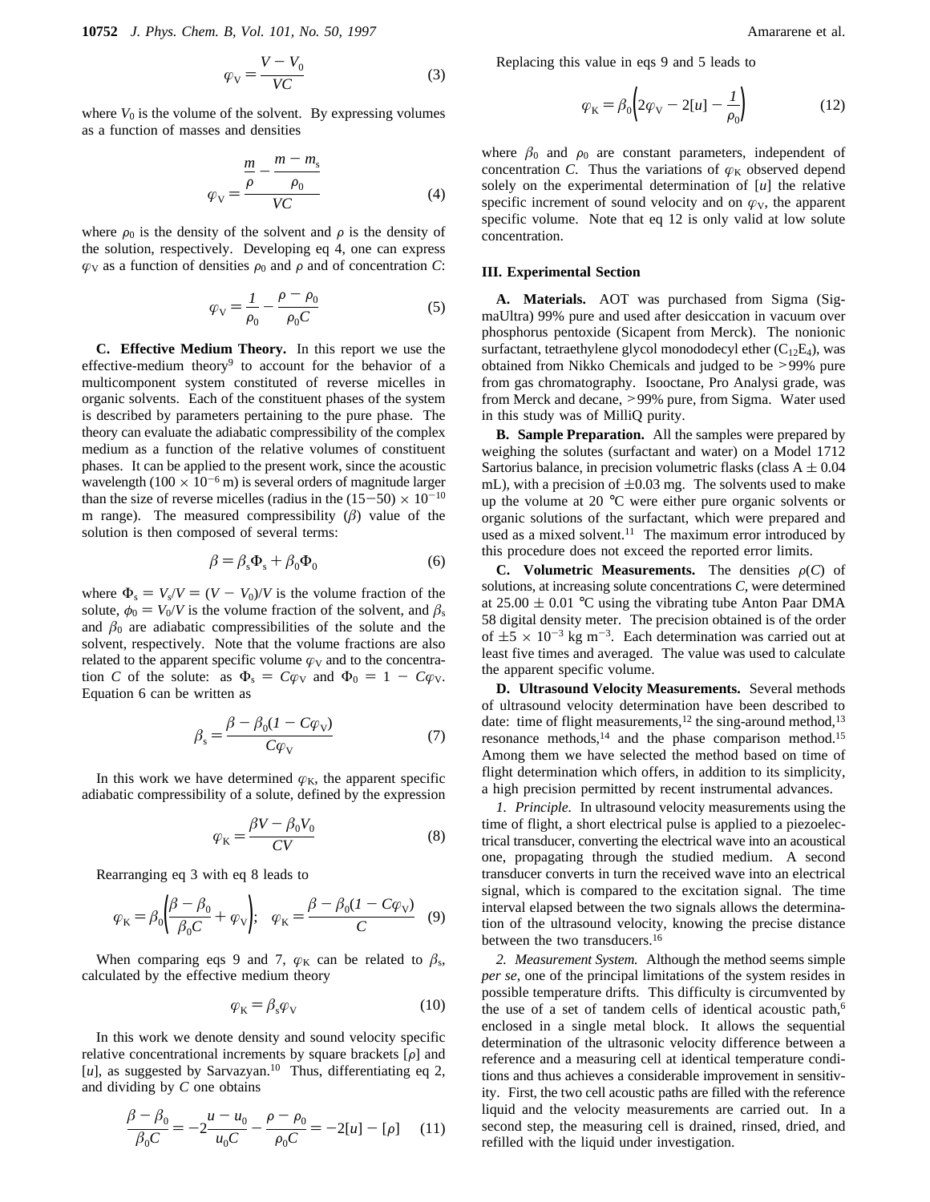$$\varphi_V = \frac{V - V_0}{VC} \qquad (3)$$

where $V_0$ is the volume of the solvent. By expressing volumes as a function of masses and densities

$$\varphi_V = \frac{\dfrac{m}{\rho} - \dfrac{m - m_s}{\rho_0}}{VC} \qquad (4)$$

where $\rho_0$ is the density of the solvent and $\rho$ is the density of the solution, respectively. Developing eq 4, one can express $\varphi_V$ as a function of densities $\rho_0$ and $\rho$ and of concentration $C$:

$$\varphi_V = \frac{1}{\rho_0} - \frac{\rho - \rho_0}{\rho_0 C} \qquad (5)$$

**C. Effective Medium Theory.** In this report we use the effective-medium theory[9] to account for the behavior of a multicomponent system constituted of reverse micelles in organic solvents. Each of the constituent phases of the system is described by parameters pertaining to the pure phase. The theory can evaluate the adiabatic compressibility of the complex medium as a function of the relative volumes of constituent phases. It can be applied to the present work, since the acoustic wavelength ($100 \times 10^{-6}$ m) is several orders of magnitude larger than the size of reverse micelles (radius in the $(15-50) \times 10^{-10}$ m range). The measured compressibility ($\beta$) value of the solution is then composed of several terms:

$$\beta = \beta_s \Phi_s + \beta_0 \Phi_0 \qquad (6)$$

where $\Phi_s = V_s/V = (V - V_0)/V$ is the volume fraction of the solute, $\phi_0 = V_0/V$ is the volume fraction of the solvent, and $\beta_s$ and $\beta_0$ are adiabatic compressibilities of the solute and the solvent, respectively. Note that the volume fractions are also related to the apparent specific volume $\varphi_V$ and to the concentration $C$ of the solute: as $\Phi_s = C\varphi_V$ and $\Phi_0 = 1 - C\varphi_V$. Equation 6 can be written as

$$\beta_s = \frac{\beta - \beta_0(1 - C\varphi_V)}{C\varphi_V} \qquad (7)$$

In this work we have determined $\varphi_K$, the apparent specific adiabatic compressibility of a solute, defined by the expression

$$\varphi_K = \frac{\beta V - \beta_0 V_0}{CV} \qquad (8)$$

Rearranging eq 3 with eq 8 leads to

$$\varphi_K = \beta_0\left(\frac{\beta - \beta_0}{\beta_0 C} + \varphi_V\right); \quad \varphi_K = \frac{\beta - \beta_0(1 - C\varphi_V)}{C} \qquad (9)$$

When comparing eqs 9 and 7, $\varphi_K$ can be related to $\beta_s$, calculated by the effective medium theory

$$\varphi_K = \beta_s \varphi_V \qquad (10)$$

In this work we denote density and sound velocity specific relative concentrational increments by square brackets [$\rho$] and [$u$], as suggested by Sarvazyan.[10] Thus, differentiating eq 2, and dividing by $C$ one obtains

$$\frac{\beta - \beta_0}{\beta_0 C} = -2\frac{u - u_0}{u_0 C} - \frac{\rho - \rho_0}{\rho_0 C} = -2[u] - [\rho] \qquad (11)$$

Replacing this value in eqs 9 and 5 leads to

$$\varphi_K = \beta_0\left(2\varphi_V - 2[u] - \frac{1}{\rho_0}\right) \qquad (12)$$

where $\beta_0$ and $\rho_0$ are constant parameters, independent of concentration $C$. Thus the variations of $\varphi_K$ observed depend solely on the experimental determination of [$u$] the relative specific increment of sound velocity and on $\varphi_V$, the apparent specific volume. Note that eq 12 is only valid at low solute concentration.

## III. Experimental Section

**A. Materials.** AOT was purchased from Sigma (SigmaUltra) 99% pure and used after desiccation in vacuum over phosphorus pentoxide (Sicapent from Merck). The nonionic surfactant, tetraethylene glycol monododecyl ether ($C_{12}E_4$), was obtained from Nikko Chemicals and judged to be >99% pure from gas chromatography. Isooctane, Pro Analysi grade, was from Merck and decane, >99% pure, from Sigma. Water used in this study was of MilliQ purity.

**B. Sample Preparation.** All the samples were prepared by weighing the solutes (surfactant and water) on a Model 1712 Sartorius balance, in precision volumetric flasks (class A ± 0.04 mL), with a precision of ±0.03 mg. The solvents used to make up the volume at 20 °C were either pure organic solvents or organic solutions of the surfactant, which were prepared and used as a mixed solvent.[11] The maximum error introduced by this procedure does not exceed the reported error limits.

**C. Volumetric Measurements.** The densities $\rho(C)$ of solutions, at increasing solute concentrations $C$, were determined at 25.00 ± 0.01 °C using the vibrating tube Anton Paar DMA 58 digital density meter. The precision obtained is of the order of $\pm 5 \times 10^{-3}$ kg m$^{-3}$. Each determination was carried out at least five times and averaged. The value was used to calculate the apparent specific volume.

**D. Ultrasound Velocity Measurements.** Several methods of ultrasound velocity determination have been described to date: time of flight measurements,[12] the sing-around method,[13] resonance methods,[14] and the phase comparison method.[15] Among them we have selected the method based on time of flight determination which offers, in addition to its simplicity, a high precision permitted by recent instrumental advances.

*1. Principle.* In ultrasound velocity measurements using the time of flight, a short electrical pulse is applied to a piezoelectrical transducer, converting the electrical wave into an acoustical one, propagating through the studied medium. A second transducer converts in turn the received wave into an electrical signal, which is compared to the excitation signal. The time interval elapsed between the two signals allows the determination of the ultrasound velocity, knowing the precise distance between the two transducers.[16]

*2. Measurement System.* Although the method seems simple *per se*, one of the principal limitations of the system resides in possible temperature drifts. This difficulty is circumvented by the use of a set of tandem cells of identical acoustic path,[6] enclosed in a single metal block. It allows the sequential determination of the ultrasonic velocity difference between a reference and a measuring cell at identical temperature conditions and thus achieves a considerable improvement in sensitivity. First, the two cell acoustic paths are filled with the reference liquid and the velocity measurements are carried out. In a second step, the measuring cell is drained, rinsed, dried, and refilled with the liquid under investigation.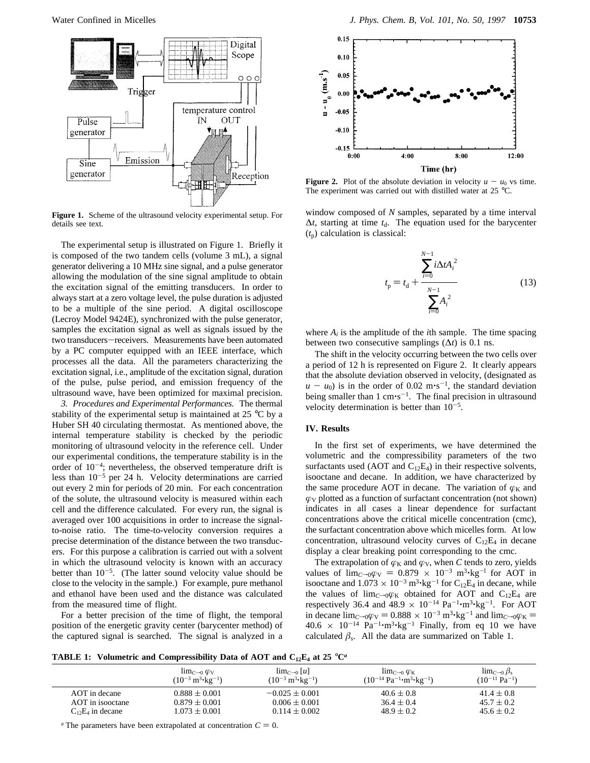**Figure 1.** Scheme of the ultrasound velocity experimental setup. For details see text.

The experimental setup is illustrated on Figure 1. Briefly it is composed of the two tandem cells (volume 3 mL), a signal generator delivering a 10 MHz sine signal, and a pulse generator allowing the modulation of the sine signal amplitude to obtain the excitation signal of the emitting transducers. In order to always start at a zero voltage level, the pulse duration is adjusted to be a multiple of the sine period. A digital oscilloscope (Lecroy Model 9424E), synchronized with the pulse generator, samples the excitation signal as well as signals issued by the two transducers−receivers. Measurements have been automated by a PC computer equipped with an IEEE interface, which processes all the data. All the parameters characterizing the excitation signal, i.e., amplitude of the excitation signal, duration of the pulse, pulse period, and emission frequency of the ultrasound wave, have been optimized for maximal precision.

*3. Procedures and Experimental Performances.* The thermal stability of the experimental setup is maintained at 25 °C by a Huber SH 40 circulating thermostat. As mentioned above, the internal temperature stability is checked by the periodic monitoring of ultrasound velocity in the reference cell. Under our experimental conditions, the temperature stability is in the order of $10^{-4}$; nevertheless, the observed temperature drift is less than $10^{-5}$ per 24 h. Velocity determinations are carried out every 2 min for periods of 20 min. For each concentration of the solute, the ultrasound velocity is measured within each cell and the difference calculated. For every run, the signal is averaged over 100 acquisitions in order to increase the signal-to-noise ratio. The time-to-velocity conversion requires a precise determination of the distance between the two transducers. For this purpose a calibration is carried out with a solvent in which the ultrasound velocity is known with an accuracy better than $10^{-5}$. (The latter sound velocity value should be close to the velocity in the sample.) For example, pure methanol and ethanol have been used and the distance was calculated from the measured time of flight.

For a better precision of the time of flight, the temporal position of the energetic gravity center (barycenter method) of the captured signal is searched. The signal is analyzed in a window composed of $N$ samples, separated by a time interval $\Delta t$, starting at time $t_d$. The equation used for the barycenter ($t_p$) calculation is classical:

$$t_p = t_d + \frac{\sum_{i=0}^{N-1} i\Delta t A_i^2}{\sum_{i=0}^{N-1} A_i^2} \qquad (13)$$

where $A_i$ is the amplitude of the $i$th sample. The time spacing between two consecutive samplings ($\Delta t$) is 0.1 ns.

The shift in the velocity occurring between the two cells over a period of 12 h is represented on Figure 2. It clearly appears that the absolute deviation observed in velocity, (designated as $u - u_0$) is in the order of 0.02 m·s$^{-1}$, the standard deviation being smaller than 1 cm·s$^{-1}$. The final precision in ultrasound velocity determination is better than $10^{-5}$.

**Figure 2.** Plot of the absolute deviation in velocity $u - u_0$ vs time. The experiment was carried out with distilled water at 25 °C.

## IV. Results

In the first set of experiments, we have determined the volumetric and the compressibility parameters of the two surfactants used (AOT and $C_{12}E_4$) in their respective solvents, isooctane and decane. In addition, we have characterized by the same procedure AOT in decane. The variation of $\varphi_K$ and $\varphi_V$ plotted as a function of surfactant concentration (not shown) indicates in all cases a linear dependence for surfactant concentrations above the critical micelle concentration (cmc), the surfactant concentration above which micelles form. At low concentration, ultrasound velocity curves of $C_{12}E_4$ in decane display a clear breaking point corresponding to the cmc.

The extrapolation of $\varphi_K$ and $\varphi_V$, when $C$ tends to zero, yields values of $\lim_{C\to 0}\varphi_V = 0.879 \times 10^{-3}$ m$^3$·kg$^{-1}$ for AOT in isooctane and $1.073 \times 10^{-3}$ m$^3$·kg$^{-1}$ for $C_{12}E_4$ in decane, while the values of $\lim_{C\to 0}\varphi_K$ obtained for AOT and $C_{12}E_4$ are respectively 36.4 and $48.9 \times 10^{-14}$ Pa$^{-1}$·m$^3$·kg$^{-1}$. For AOT in decane $\lim_{C\to 0}\varphi_V = 0.888 \times 10^{-3}$ m$^3$·kg$^{-1}$ and $\lim_{C\to 0}\varphi_K = 40.6 \times 10^{-14}$ Pa$^{-1}$·m$^3$·kg$^{-1}$ Finally, from eq 10 we have calculated $\beta_s$. All the data are summarized on Table 1.

**TABLE 1: Volumetric and Compressibility Data of AOT and $C_{12}E_4$ at 25 °C[a]**

| | $\lim_{C\to 0}\varphi_V$ ($10^{-3}$ m$^3$·kg$^{-1}$) | $\lim_{C\to 0}[u]$ ($10^{-3}$ m$^3$·kg$^{-1}$) | $\lim_{C\to 0}\varphi_K$ ($10^{-14}$ Pa$^{-1}$·m$^3$·kg$^{-1}$) | $\lim_{C\to 0}\beta_s$ ($10^{-11}$ Pa$^{-1}$) |
|---|---|---|---|---|
| AOT in decane | 0.888 ± 0.001 | −0.025 ± 0.001 | 40.6 ± 0.8 | 41.4 ± 0.8 |
| AOT in isooctane | 0.879 ± 0.001 | 0.006 ± 0.001 | 36.4 ± 0.4 | 45.7 ± 0.2 |
| $C_{12}E_4$ in decane | 1.073 ± 0.001 | 0.114 ± 0.002 | 48.9 ± 0.2 | 45.6 ± 0.2 |

[a] The parameters have been extrapolated at concentration $C = 0$.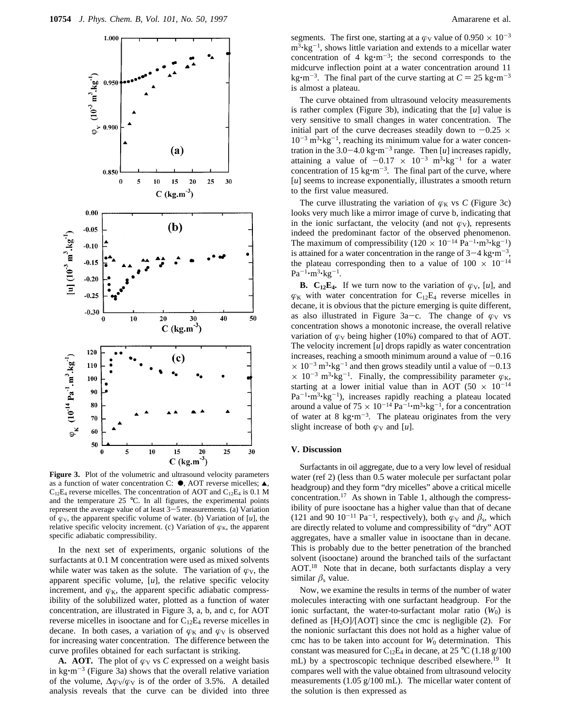**Figure 3.** Plot of the volumetric and ultrasound velocity parameters as a function of water concentration C: ●, AOT reverse micelles; ▲, $C_{12}E_4$ reverse micelles. The concentration of AOT and $C_{12}E_4$ is 0.1 M and the temperature 25 °C. In all figures, the experimental points represent the average value of at least 3−5 measurements. (a) Variation of $\varphi_V$, the apparent specific volume of water. (b) Variation of [u], the relative specific velocity increment. (c) Variation of $\varphi_K$, the apparent specific adiabatic compressibility.

In the next set of experiments, organic solutions of the surfactants at 0.1 M concentration were used as mixed solvents while water was taken as the solute. The variation of $\varphi_V$, the apparent specific volume, [u], the relative specific velocity increment, and $\varphi_K$, the apparent specific adiabatic compressibility of the solubilized water, plotted as a function of water concentration, are illustrated in Figure 3, a, b, and c, for AOT reverse micelles in isooctane and for $C_{12}E_4$ reverse micelles in decane. In both cases, a variation of $\varphi_K$ and $\varphi_V$ is observed for increasing water concentration. The difference between the curve profiles obtained for each surfactant is striking.

**A. AOT.** The plot of $\varphi_V$ vs $C$ expressed on a weight basis in kg·m$^{-3}$ (Figure 3a) shows that the overall relative variation of the volume, $\Delta\varphi_V/\varphi_V$ is of the order of 3.5%. A detailed analysis reveals that the curve can be divided into three segments. The first one, starting at a $\varphi_V$ value of $0.950 \times 10^{-3}$ m$^3$·kg$^{-1}$, shows little variation and extends to a micellar water concentration of 4 kg·m$^{-3}$; the second corresponds to the midcurve inflection point at a water concentration around 11 kg·m$^{-3}$. The final part of the curve starting at $C = 25$ kg·m$^{-3}$ is almost a plateau.

The curve obtained from ultrasound velocity measurements is rather complex (Figure 3b), indicating that the [u] value is very sensitive to small changes in water concentration. The initial part of the curve decreases steadily down to $-0.25 \times 10^{-3}$ m$^3$·kg$^{-1}$, reaching its minimum value for a water concentration in the 3.0−4.0 kg·m$^{-3}$ range. Then [u] increases rapidly, attaining a value of $-0.17 \times 10^{-3}$ m$^3$·kg$^{-1}$ for a water concentration of 15 kg·m$^{-3}$. The final part of the curve, where [u] seems to increase exponentially, illustrates a smooth return to the first value measured.

The curve illustrating the variation of $\varphi_K$ vs $C$ (Figure 3c) looks very much like a mirror image of curve b, indicating that in the ionic surfactant, the velocity (and not $\varphi_V$), represents indeed the predominant factor of the observed phenomenon. The maximum of compressibility ($120 \times 10^{-14}$ Pa$^{-1}$·m$^3$·kg$^{-1}$) is attained for a water concentration in the range of 3−4 kg·m$^{-3}$, the plateau corresponding then to a value of $100 \times 10^{-14}$ Pa$^{-1}$·m$^3$·kg$^{-1}$.

**B. $C_{12}E_4$.** If we turn now to the variation of $\varphi_V$, [u], and $\varphi_K$ with water concentration for $C_{12}E_4$ reverse micelles in decane, it is obvious that the picture emerging is quite different, as also illustrated in Figure 3a−c. The change of $\varphi_V$ vs concentration shows a monotonic increase, the overall relative variation of $\varphi_V$ being higher (10%) compared to that of AOT. The velocity increment [u] drops rapidly as water concentration increases, reaching a smooth minimum around a value of $-0.16 \times 10^{-3}$ m$^3$·kg$^{-1}$ and then grows steadily until a value of $-0.13 \times 10^{-3}$ m$^3$·kg$^{-1}$. Finally, the compressibility parameter $\varphi_K$, starting at a lower initial value than in AOT ($50 \times 10^{-14}$ Pa$^{-1}$·m$^3$·kg$^{-1}$), increases rapidly reaching a plateau located around a value of $75 \times 10^{-14}$ Pa$^{-1}$·m$^3$·kg$^{-1}$, for a concentration of water at 8 kg·m$^{-3}$. The plateau originates from the very slight increase of both $\varphi_V$ and [u].

## V. Discussion

Surfactants in oil aggregate, due to a very low level of residual water (ref 2) (less than 0.5 water molecule per surfactant polar headgroup) and they form "dry micelles" above a critical micelle concentration.[17] As shown in Table 1, although the compressibility of pure isooctane has a higher value than that of decane (121 and 90 $10^{-11}$ Pa$^{-1}$, respectively), both $\varphi_V$ and $\beta_s$, which are directly related to volume and compressibility of "dry" AOT aggregates, have a smaller value in isooctane than in decane. This is probably due to the better penetration of the branched solvent (isooctane) around the branched tails of the surfactant AOT.[18] Note that in decane, both surfactants display a very similar $\beta_s$ value.

Now, we examine the results in terms of the number of water molecules interacting with one surfactant headgroup. For the ionic surfactant, the water-to-surfactant molar ratio ($W_0$) is defined as $[H_2O]/[AOT]$ since the cmc is negligible (2). For the nonionic surfactant this does not hold as a higher value of cmc has to be taken into account for $W_0$ determination. This constant was measured for $C_{12}E_4$ in decane, at 25 °C (1.18 g/100 mL) by a spectroscopic technique described elsewhere.[19] It compares well with the value obtained from ultrasound velocity measurements (1.05 g/100 mL). The micellar water content of the solution is then expressed as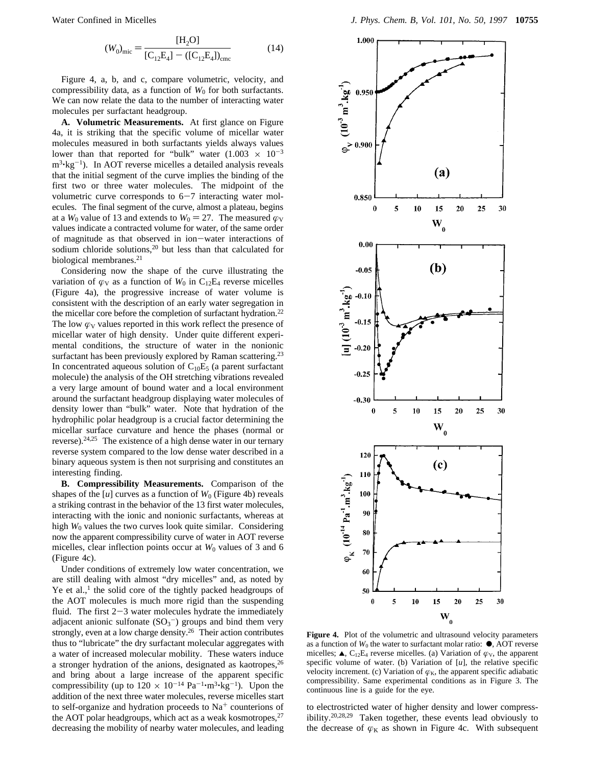$$(W_0)_{mic} = \frac{[H_2O]}{[C_{12}E_4] - ([C_{12}E_4])_{cmc}} \quad (14)$$

Figure 4, a, b, and c, compare volumetric, velocity, and compressibility data, as a function of $W_0$ for both surfactants. We can now relate the data to the number of interacting water molecules per surfactant headgroup.

**A. Volumetric Measurements.** At first glance on Figure 4a, it is striking that the specific volume of micellar water molecules measured in both surfactants yields always values lower than that reported for "bulk" water ($1.003 \times 10^{-3}$ $m^3 \cdot kg^{-1}$). In AOT reverse micelles a detailed analysis reveals that the initial segment of the curve implies the binding of the first two or three water molecules. The midpoint of the volumetric curve corresponds to 6−7 interacting water molecules. The final segment of the curve, almost a plateau, begins at a $W_0$ value of 13 and extends to $W_0 = 27$. The measured $\varphi_V$ values indicate a contracted volume for water, of the same order of magnitude as that observed in ion−water interactions of sodium chloride solutions,[20] but less than that calculated for biological membranes.[21]

Considering now the shape of the curve illustrating the variation of $\varphi_V$ as a function of $W_0$ in $C_{12}E_4$ reverse micelles (Figure 4a), the progressive increase of water volume is consistent with the description of an early water segregation in the micellar core before the completion of surfactant hydration.[22] The low $\varphi_V$ values reported in this work reflect the presence of micellar water of high density. Under quite different experimental conditions, the structure of water in the nonionic surfactant has been previously explored by Raman scattering.[23] In concentrated aqueous solution of $C_{10}E_5$ (a parent surfactant molecule) the analysis of the OH stretching vibrations revealed a very large amount of bound water and a local environment around the surfactant headgroup displaying water molecules of density lower than "bulk" water. Note that hydration of the hydrophilic polar headgroup is a crucial factor determining the micellar surface curvature and hence the phases (normal or reverse).[24,25] The existence of a high dense water in our ternary reverse system compared to the low dense water described in a binary aqueous system is then not surprising and constitutes an interesting finding.

**B. Compressibility Measurements.** Comparison of the shapes of the $[u]$ curves as a function of $W_0$ (Figure 4b) reveals a striking contrast in the behavior of the 13 first water molecules, interacting with the ionic and nonionic surfactants, whereas at high $W_0$ values the two curves look quite similar. Considering now the apparent compressibility curve of water in AOT reverse micelles, clear inflection points occur at $W_0$ values of 3 and 6 (Figure 4c).

Under conditions of extremely low water concentration, we are still dealing with almost "dry micelles" and, as noted by Ye et al.,[1] the solid core of the tightly packed headgroups of the AOT molecules is much more rigid than the suspending fluid. The first 2−3 water molecules hydrate the immediately adjacent anionic sulfonate ($SO_3^-$) groups and bind them very strongly, even at a low charge density.[26] Their action contributes thus to "lubricate" the dry surfactant molecular aggregates with a water of increased molecular mobility. These waters induce a stronger hydration of the anions, designated as kaotropes,[26] and bring about a large increase of the apparent specific compressibility (up to $120 \times 10^{-14}$ $Pa^{-1} \cdot m^3 \cdot kg^{-1}$). Upon the addition of the next three water molecules, reverse micelles start to self-organize and hydration proceeds to $Na^+$ counterions of the AOT polar headgroups, which act as a weak kosmotropes,[27] decreasing the mobility of nearby water molecules, and leading to electrostricted water of higher density and lower compressibility.[20,28,29] Taken together, these events lead obviously to the decrease of $\varphi_K$ as shown in Figure 4c. With subsequent

**Figure 4.** Plot of the volumetric and ultrasound velocity parameters as a function of $W_0$ the water to surfactant molar ratio: ●, AOT reverse micelles; ▲, $C_{12}E_4$ reverse micelles. (a) Variation of $\varphi_V$, the apparent specific volume of water. (b) Variation of $[u]$, the relative specific velocity increment. (c) Variation of $\varphi_K$, the apparent specific adiabatic compressibility. Same experimental conditions as in Figure 3. The continuous line is a guide for the eye.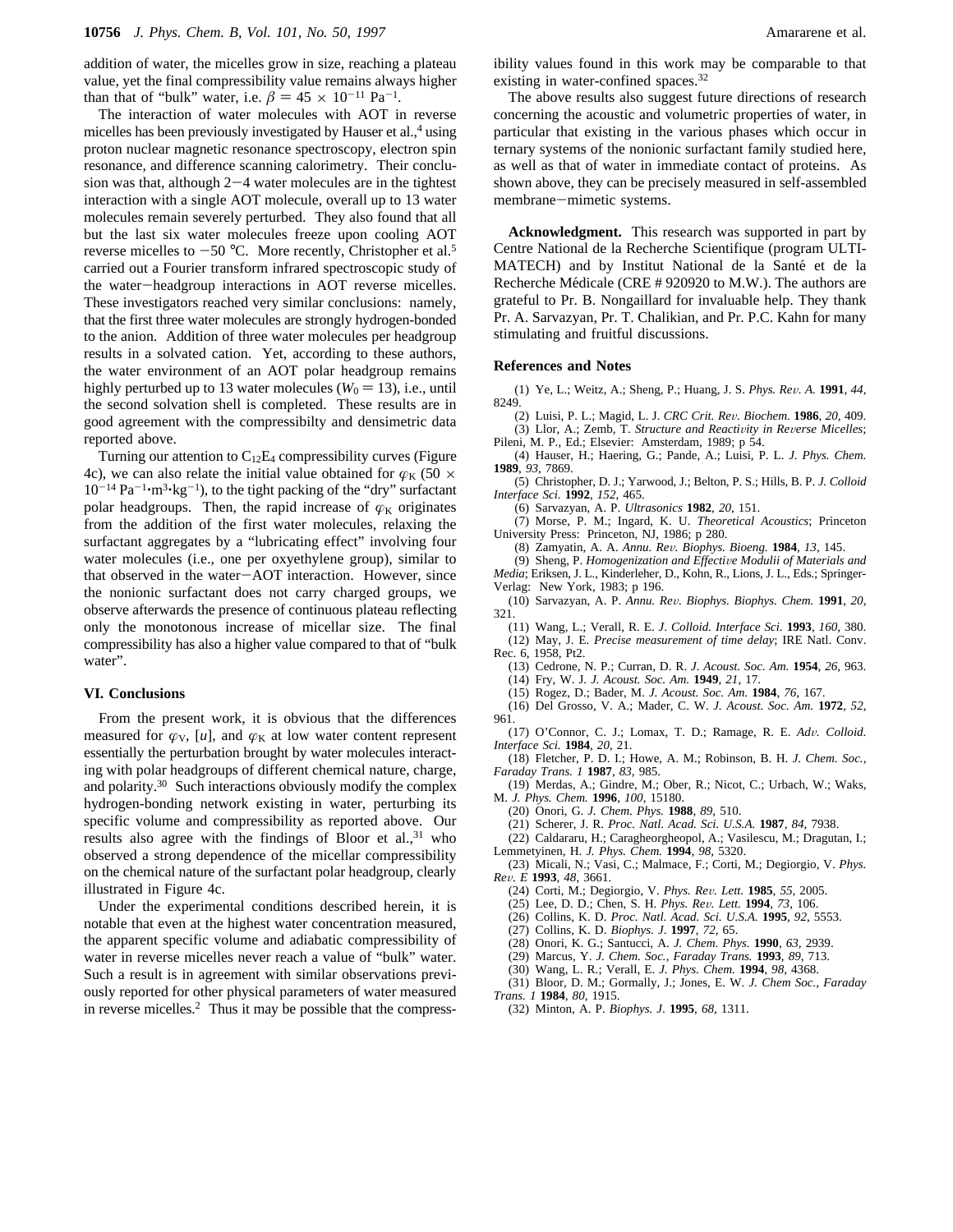addition of water, the micelles grow in size, reaching a plateau value, yet the final compressibility value remains always higher than that of "bulk" water, i.e. $\beta = 45 \times 10^{-11}$ Pa$^{-1}$.

The interaction of water molecules with AOT in reverse micelles has been previously investigated by Hauser et al.,[4] using proton nuclear magnetic resonance spectroscopy, electron spin resonance, and difference scanning calorimetry. Their conclusion was that, although 2−4 water molecules are in the tightest interaction with a single AOT molecule, overall up to 13 water molecules remain severely perturbed. They also found that all but the last six water molecules freeze upon cooling AOT reverse micelles to −50 °C. More recently, Christopher et al.[5] carried out a Fourier transform infrared spectroscopic study of the water−headgroup interactions in AOT reverse micelles. These investigators reached very similar conclusions: namely, that the first three water molecules are strongly hydrogen-bonded to the anion. Addition of three water molecules per headgroup results in a solvated cation. Yet, according to these authors, the water environment of an AOT polar headgroup remains highly perturbed up to 13 water molecules ($W_0 = 13$), i.e., until the second solvation shell is completed. These results are in good agreement with the compressibilty and densimetric data reported above.

Turning our attention to $C_{12}E_4$ compressibility curves (Figure 4c), we can also relate the initial value obtained for $\varphi_K$ ($50 \times 10^{-14}$ Pa$^{-1}$·m$^3$·kg$^{-1}$), to the tight packing of the "dry" surfactant polar headgroups. Then, the rapid increase of $\varphi_K$ originates from the addition of the first water molecules, relaxing the surfactant aggregates by a "lubricating effect" involving four water molecules (i.e., one per oxyethylene group), similar to that observed in the water−AOT interaction. However, since the nonionic surfactant does not carry charged groups, we observe afterwards the presence of continuous plateau reflecting only the monotonous increase of micellar size. The final compressibility has also a higher value compared to that of "bulk water".

## VI. Conclusions

From the present work, it is obvious that the differences measured for $\varphi_V$, $[u]$, and $\varphi_K$ at low water content represent essentially the perturbation brought by water molecules interacting with polar headgroups of different chemical nature, charge, and polarity.[30] Such interactions obviously modify the complex hydrogen-bonding network existing in water, perturbing its specific volume and compressibility as reported above. Our results also agree with the findings of Bloor et al.,[31] who observed a strong dependence of the micellar compressibility on the chemical nature of the surfactant polar headgroup, clearly illustrated in Figure 4c.

Under the experimental conditions described herein, it is notable that even at the highest water concentration measured, the apparent specific volume and adiabatic compressibility of water in reverse micelles never reach a value of "bulk" water. Such a result is in agreement with similar observations previously reported for other physical parameters of water measured in reverse micelles.[2] Thus it may be possible that the compressibility values found in this work may be comparable to that existing in water-confined spaces.[32]

The above results also suggest future directions of research concerning the acoustic and volumetric properties of water, in particular that existing in the various phases which occur in ternary systems of the nonionic surfactant family studied here, as well as that of water in immediate contact of proteins. As shown above, they can be precisely measured in self-assembled membrane−mimetic systems.

**Acknowledgment.** This research was supported in part by Centre National de la Recherche Scientifique (program ULTIMATECH) and by Institut National de la Santé et de la Recherche Médicale (CRE # 920920 to M.W.). The authors are grateful to Pr. B. Nongaillard for invaluable help. They thank Pr. A. Sarvazyan, Pr. T. Chalikian, and Pr. P.C. Kahn for many stimulating and fruitful discussions.

## References and Notes

(1) Ye, L.; Weitz, A.; Sheng, P.; Huang, J. S. *Phys. Rev. A.* **1991**, *44*, 8249.

(2) Luisi, P. L.; Magid, L. J. *CRC Crit. Rev. Biochem.* **1986**, *20*, 409.

(3) Llor, A.; Zemb, T. *Structure and Reactivity in Reverse Micelles*; Pileni, M. P., Ed.; Elsevier: Amsterdam, 1989; p 54.

(4) Hauser, H.; Haering, G.; Pande, A.; Luisi, P. L. *J. Phys. Chem.* **1989**, *93*, 7869.

(5) Christopher, D. J.; Yarwood, J.; Belton, P. S.; Hills, B. P. *J. Colloid Interface Sci.* **1992**, *152*, 465.

(6) Sarvazyan, A. P. *Ultrasonics* **1982**, *20*, 151.

(7) Morse, P. M.; Ingard, K. U. *Theoretical Acoustics*; Princeton University Press: Princeton, NJ, 1986; p 280.

(8) Zamyatin, A. A. *Annu. Rev. Biophys. Bioeng.* **1984**, *13*, 145.

(9) Sheng, P. *Homogenization and Effective Modulii of Materials and Media*; Eriksen, J. L., Kinderleher, D., Kohn, R., Lions, J. L., Eds.; Springer-Verlag: New York, 1983; p 196.

(10) Sarvazyan, A. P. *Annu. Rev. Biophys. Biophys. Chem.* **1991**, *20*, 321.

(11) Wang, L.; Verall, R. E. *J. Colloid. Interface Sci.* **1993**, *160*, 380.

(12) May, J. E. *Precise measurement of time delay*; IRE Natl. Conv. Rec. 6, 1958, Pt2.

(13) Cedrone, N. P.; Curran, D. R. *J. Acoust. Soc. Am.* **1954**, *26*, 963.

(14) Fry, W. J. *J. Acoust. Soc. Am.* **1949**, *21*, 17.

(15) Rogez, D.; Bader, M. *J. Acoust. Soc. Am.* **1984**, *76*, 167.

(16) Del Grosso, V. A.; Mader, C. W. *J. Acoust. Soc. Am.* **1972**, *52*, 961.

(17) O'Connor, C. J.; Lomax, T. D.; Ramage, R. E. *Adv. Colloid. Interface Sci.* **1984**, *20*, 21.

(18) Fletcher, P. D. I.; Howe, A. M.; Robinson, B. H. *J. Chem. Soc., Faraday Trans. 1* **1987**, *83*, 985.

(19) Merdas, A.; Gindre, M.; Ober, R.; Nicot, C.; Urbach, W.; Waks, M. *J. Phys. Chem.* **1996**, *100*, 15180.

(20) Onori, G. *J. Chem. Phys.* **1988**, *89*, 510.

(21) Scherer, J. R. *Proc. Natl. Acad. Sci. U.S.A.* **1987**, *84*, 7938.

(22) Caldararu, H.; Caragheorgheopol, A.; Vasilescu, M.; Dragutan, I.; Lemmetyinen, H. *J. Phys. Chem.* **1994**, *98*, 5320.

(23) Micali, N.; Vasi, C.; Malmace, F.; Corti, M.; Degiorgio, V. *Phys. Rev. E* **1993**, *48*, 3661.

(24) Corti, M.; Degiorgio, V. *Phys. Rev. Lett.* **1985**, *55*, 2005.

(25) Lee, D. D.; Chen, S. H. *Phys. Rev. Lett.* **1994**, *73*, 106.

(26) Collins, K. D. *Proc. Natl. Acad. Sci. U.S.A.* **1995**, *92*, 5553.

(27) Collins, K. D. *Biophys. J.* **1997**, *72*, 65.

(28) Onori, K. G.; Santucci, A. *J. Chem. Phys.* **1990**, *63*, 2939.

(29) Marcus, Y. *J. Chem. Soc., Faraday Trans.* **1993**, *89*, 713.

(30) Wang, L. R.; Verall, E. *J. Phys. Chem.* **1994**, *98*, 4368.

(31) Bloor, D. M.; Gormally, J.; Jones, E. W. *J. Chem Soc., Faraday Trans. 1* **1984**, *80*, 1915.

(32) Minton, A. P. *Biophys. J.* **1995**, *68*, 1311.